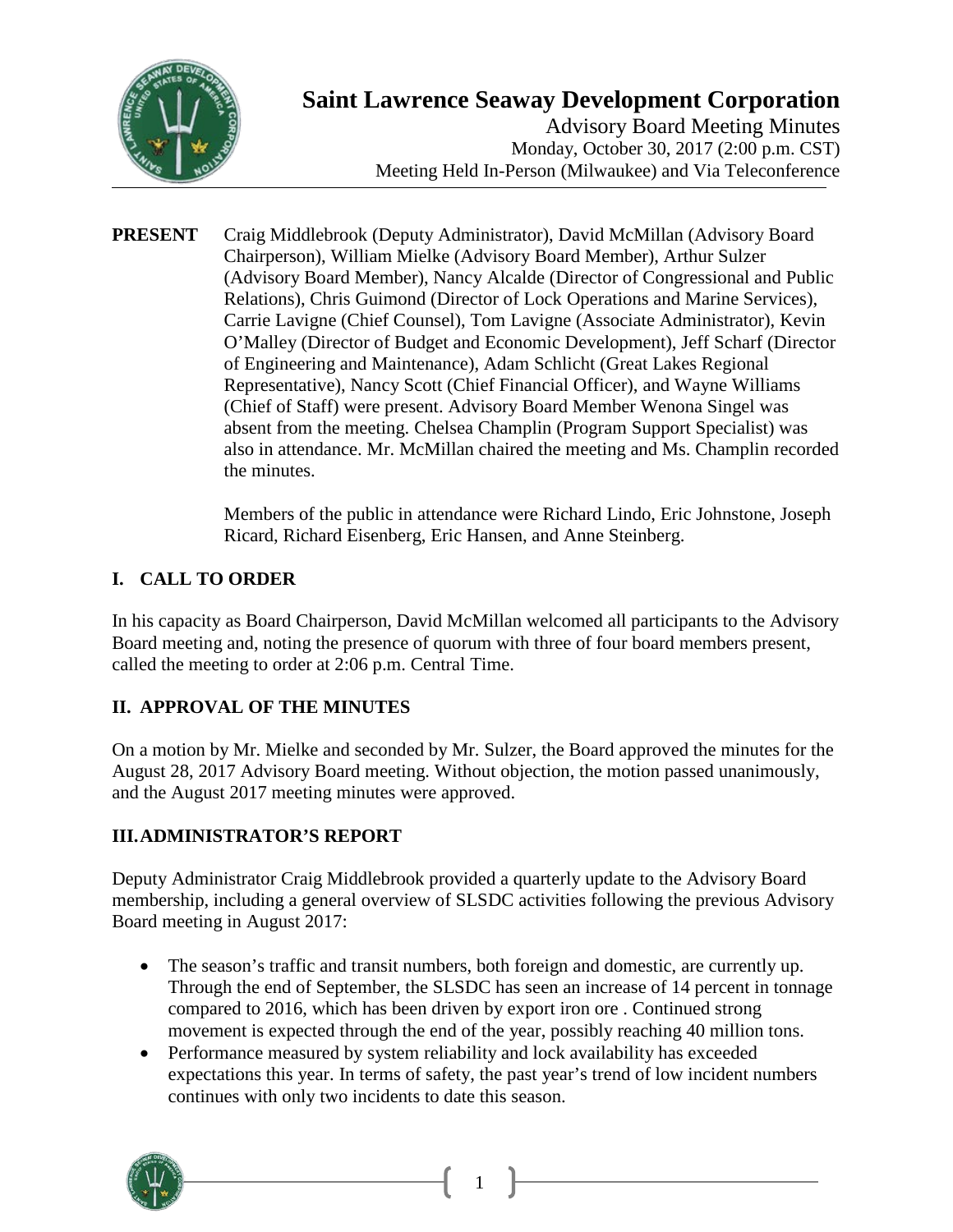# Saint Lawrence Seaway Development Corporation

Advisory Board Meeting Minutes
Monday, October 30, 2017 (2:00 p.m. CST)
Meeting Held In-Person (Milwaukee) and Via Teleconference

**PRESENT** Craig Middlebrook (Deputy Administrator), David McMillan (Advisory Board Chairperson), William Mielke (Advisory Board Member), Arthur Sulzer (Advisory Board Member), Nancy Alcalde (Director of Congressional and Public Relations), Chris Guimond (Director of Lock Operations and Marine Services), Carrie Lavigne (Chief Counsel), Tom Lavigne (Associate Administrator), Kevin O'Malley (Director of Budget and Economic Development), Jeff Scharf (Director of Engineering and Maintenance), Adam Schlicht (Great Lakes Regional Representative), Nancy Scott (Chief Financial Officer), and Wayne Williams (Chief of Staff) were present. Advisory Board Member Wenona Singel was absent from the meeting. Chelsea Champlin (Program Support Specialist) was also in attendance. Mr. McMillan chaired the meeting and Ms. Champlin recorded the minutes.

Members of the public in attendance were Richard Lindo, Eric Johnstone, Joseph Ricard, Richard Eisenberg, Eric Hansen, and Anne Steinberg.

## I. CALL TO ORDER

In his capacity as Board Chairperson, David McMillan welcomed all participants to the Advisory Board meeting and, noting the presence of quorum with three of four board members present, called the meeting to order at 2:06 p.m. Central Time.

## II. APPROVAL OF THE MINUTES

On a motion by Mr. Mielke and seconded by Mr. Sulzer, the Board approved the minutes for the August 28, 2017 Advisory Board meeting. Without objection, the motion passed unanimously, and the August 2017 meeting minutes were approved.

## III. ADMINISTRATOR'S REPORT

Deputy Administrator Craig Middlebrook provided a quarterly update to the Advisory Board membership, including a general overview of SLSDC activities following the previous Advisory Board meeting in August 2017:

- The season's traffic and transit numbers, both foreign and domestic, are currently up. Through the end of September, the SLSDC has seen an increase of 14 percent in tonnage compared to 2016, which has been driven by export iron ore . Continued strong movement is expected through the end of the year, possibly reaching 40 million tons.
- Performance measured by system reliability and lock availability has exceeded expectations this year. In terms of safety, the past year's trend of low incident numbers continues with only two incidents to date this season.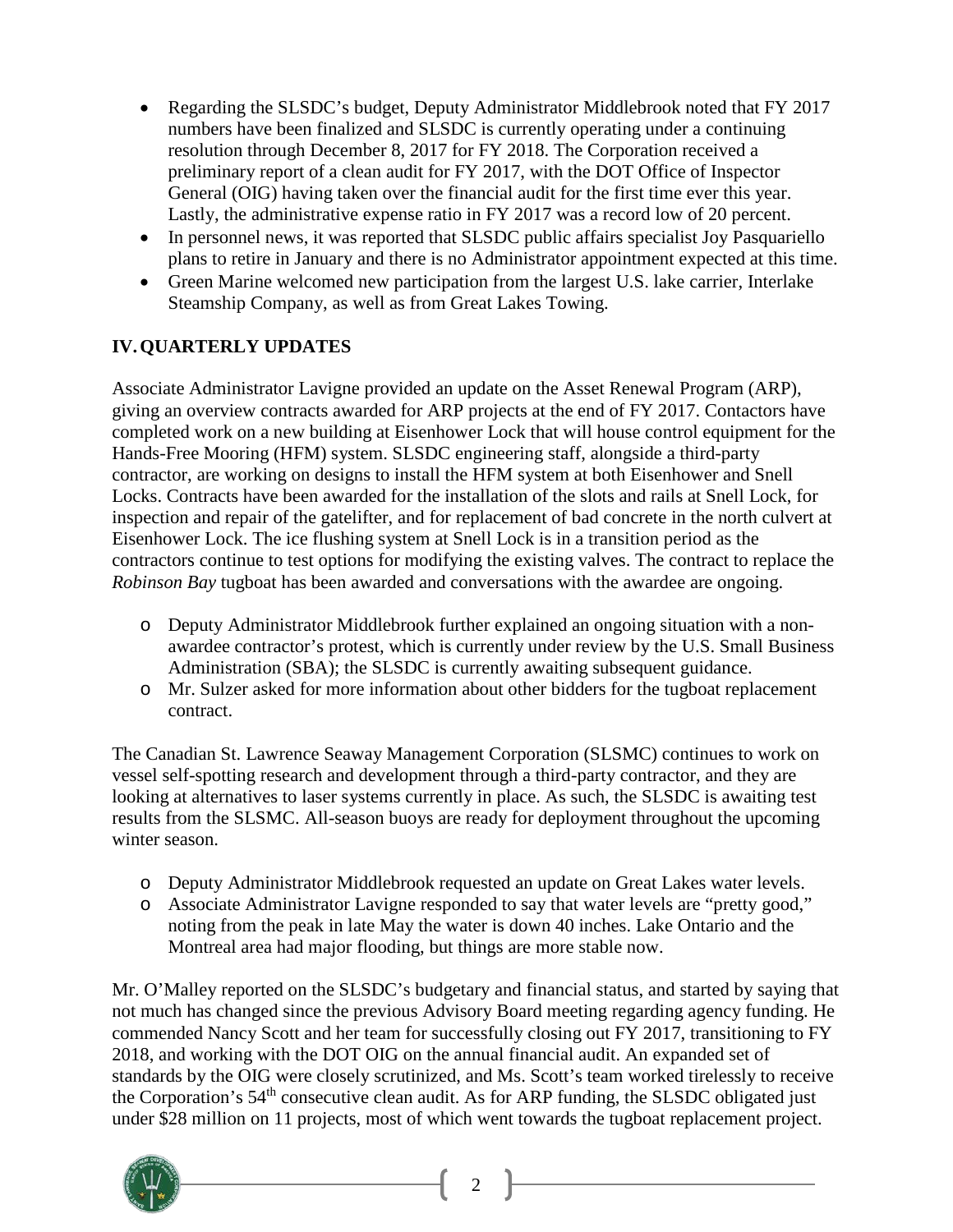- Regarding the SLSDC's budget, Deputy Administrator Middlebrook noted that FY 2017 numbers have been finalized and SLSDC is currently operating under a continuing resolution through December 8, 2017 for FY 2018. The Corporation received a preliminary report of a clean audit for FY 2017, with the DOT Office of Inspector General (OIG) having taken over the financial audit for the first time ever this year. Lastly, the administrative expense ratio in FY 2017 was a record low of 20 percent.
- In personnel news, it was reported that SLSDC public affairs specialist Joy Pasquariello plans to retire in January and there is no Administrator appointment expected at this time.
- Green Marine welcomed new participation from the largest U.S. lake carrier, Interlake Steamship Company, as well as from Great Lakes Towing.

## IV. QUARTERLY UPDATES

Associate Administrator Lavigne provided an update on the Asset Renewal Program (ARP), giving an overview contracts awarded for ARP projects at the end of FY 2017. Contactors have completed work on a new building at Eisenhower Lock that will house control equipment for the Hands-Free Mooring (HFM) system. SLSDC engineering staff, alongside a third-party contractor, are working on designs to install the HFM system at both Eisenhower and Snell Locks. Contracts have been awarded for the installation of the slots and rails at Snell Lock, for inspection and repair of the gatelifter, and for replacement of bad concrete in the north culvert at Eisenhower Lock. The ice flushing system at Snell Lock is in a transition period as the contractors continue to test options for modifying the existing valves. The contract to replace the *Robinson Bay* tugboat has been awarded and conversations with the awardee are ongoing.

- Deputy Administrator Middlebrook further explained an ongoing situation with a non-awardee contractor's protest, which is currently under review by the U.S. Small Business Administration (SBA); the SLSDC is currently awaiting subsequent guidance.
- Mr. Sulzer asked for more information about other bidders for the tugboat replacement contract.

The Canadian St. Lawrence Seaway Management Corporation (SLSMC) continues to work on vessel self-spotting research and development through a third-party contractor, and they are looking at alternatives to laser systems currently in place. As such, the SLSDC is awaiting test results from the SLSMC. All-season buoys are ready for deployment throughout the upcoming winter season.

- Deputy Administrator Middlebrook requested an update on Great Lakes water levels.
- Associate Administrator Lavigne responded to say that water levels are "pretty good," noting from the peak in late May the water is down 40 inches. Lake Ontario and the Montreal area had major flooding, but things are more stable now.

Mr. O'Malley reported on the SLSDC's budgetary and financial status, and started by saying that not much has changed since the previous Advisory Board meeting regarding agency funding. He commended Nancy Scott and her team for successfully closing out FY 2017, transitioning to FY 2018, and working with the DOT OIG on the annual financial audit. An expanded set of standards by the OIG were closely scrutinized, and Ms. Scott's team worked tirelessly to receive the Corporation's 54th consecutive clean audit. As for ARP funding, the SLSDC obligated just under $28 million on 11 projects, most of which went towards the tugboat replacement project.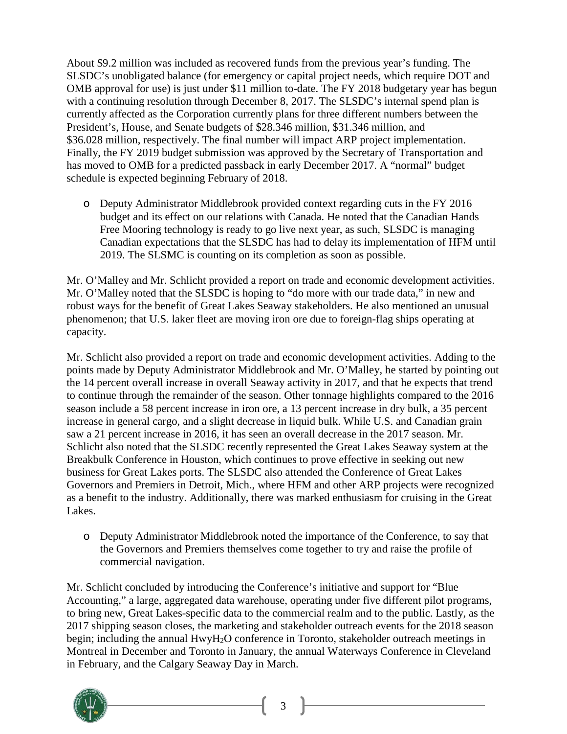About $9.2 million was included as recovered funds from the previous year's funding. The SLSDC's unobligated balance (for emergency or capital project needs, which require DOT and OMB approval for use) is just under $11 million to-date. The FY 2018 budgetary year has begun with a continuing resolution through December 8, 2017. The SLSDC's internal spend plan is currently affected as the Corporation currently plans for three different numbers between the President's, House, and Senate budgets of $28.346 million, $31.346 million, and $36.028 million, respectively. The final number will impact ARP project implementation. Finally, the FY 2019 budget submission was approved by the Secretary of Transportation and has moved to OMB for a predicted passback in early December 2017. A "normal" budget schedule is expected beginning February of 2018.

- Deputy Administrator Middlebrook provided context regarding cuts in the FY 2016 budget and its effect on our relations with Canada. He noted that the Canadian Hands Free Mooring technology is ready to go live next year, as such, SLSDC is managing Canadian expectations that the SLSDC has had to delay its implementation of HFM until 2019. The SLSMC is counting on its completion as soon as possible.

Mr. O'Malley and Mr. Schlicht provided a report on trade and economic development activities. Mr. O'Malley noted that the SLSDC is hoping to "do more with our trade data," in new and robust ways for the benefit of Great Lakes Seaway stakeholders. He also mentioned an unusual phenomenon; that U.S. laker fleet are moving iron ore due to foreign-flag ships operating at capacity.

Mr. Schlicht also provided a report on trade and economic development activities. Adding to the points made by Deputy Administrator Middlebrook and Mr. O'Malley, he started by pointing out the 14 percent overall increase in overall Seaway activity in 2017, and that he expects that trend to continue through the remainder of the season. Other tonnage highlights compared to the 2016 season include a 58 percent increase in iron ore, a 13 percent increase in dry bulk, a 35 percent increase in general cargo, and a slight decrease in liquid bulk. While U.S. and Canadian grain saw a 21 percent increase in 2016, it has seen an overall decrease in the 2017 season. Mr. Schlicht also noted that the SLSDC recently represented the Great Lakes Seaway system at the Breakbulk Conference in Houston, which continues to prove effective in seeking out new business for Great Lakes ports. The SLSDC also attended the Conference of Great Lakes Governors and Premiers in Detroit, Mich., where HFM and other ARP projects were recognized as a benefit to the industry. Additionally, there was marked enthusiasm for cruising in the Great Lakes.

- Deputy Administrator Middlebrook noted the importance of the Conference, to say that the Governors and Premiers themselves come together to try and raise the profile of commercial navigation.

Mr. Schlicht concluded by introducing the Conference's initiative and support for "Blue Accounting," a large, aggregated data warehouse, operating under five different pilot programs, to bring new, Great Lakes-specific data to the commercial realm and to the public. Lastly, as the 2017 shipping season closes, the marketing and stakeholder outreach events for the 2018 season begin; including the annual Hwy$H_2O$ conference in Toronto, stakeholder outreach meetings in Montreal in December and Toronto in January, the annual Waterways Conference in Cleveland in February, and the Calgary Seaway Day in March.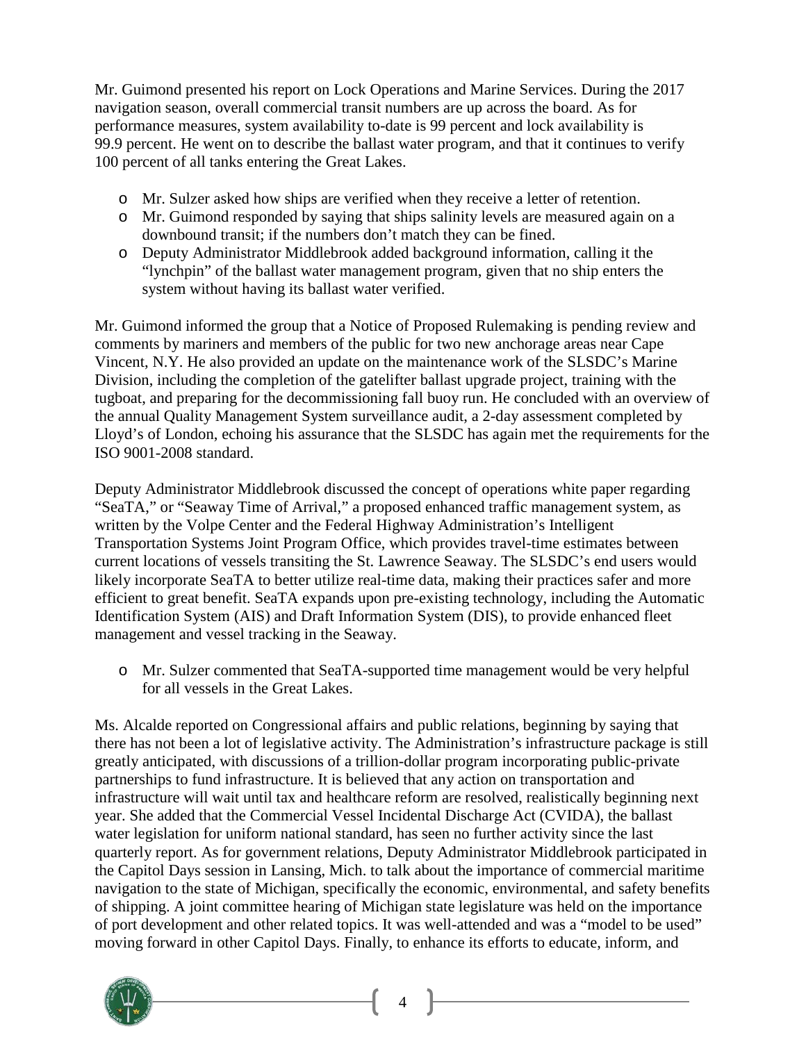Mr. Guimond presented his report on Lock Operations and Marine Services. During the 2017 navigation season, overall commercial transit numbers are up across the board. As for performance measures, system availability to-date is 99 percent and lock availability is 99.9 percent. He went on to describe the ballast water program, and that it continues to verify 100 percent of all tanks entering the Great Lakes.

- Mr. Sulzer asked how ships are verified when they receive a letter of retention.
- Mr. Guimond responded by saying that ships salinity levels are measured again on a downbound transit; if the numbers don't match they can be fined.
- Deputy Administrator Middlebrook added background information, calling it the "lynchpin" of the ballast water management program, given that no ship enters the system without having its ballast water verified.

Mr. Guimond informed the group that a Notice of Proposed Rulemaking is pending review and comments by mariners and members of the public for two new anchorage areas near Cape Vincent, N.Y. He also provided an update on the maintenance work of the SLSDC's Marine Division, including the completion of the gatelifter ballast upgrade project, training with the tugboat, and preparing for the decommissioning fall buoy run. He concluded with an overview of the annual Quality Management System surveillance audit, a 2-day assessment completed by Lloyd's of London, echoing his assurance that the SLSDC has again met the requirements for the ISO 9001-2008 standard.

Deputy Administrator Middlebrook discussed the concept of operations white paper regarding "SeaTA," or "Seaway Time of Arrival," a proposed enhanced traffic management system, as written by the Volpe Center and the Federal Highway Administration's Intelligent Transportation Systems Joint Program Office, which provides travel-time estimates between current locations of vessels transiting the St. Lawrence Seaway. The SLSDC's end users would likely incorporate SeaTA to better utilize real-time data, making their practices safer and more efficient to great benefit. SeaTA expands upon pre-existing technology, including the Automatic Identification System (AIS) and Draft Information System (DIS), to provide enhanced fleet management and vessel tracking in the Seaway.

- Mr. Sulzer commented that SeaTA-supported time management would be very helpful for all vessels in the Great Lakes.

Ms. Alcalde reported on Congressional affairs and public relations, beginning by saying that there has not been a lot of legislative activity. The Administration's infrastructure package is still greatly anticipated, with discussions of a trillion-dollar program incorporating public-private partnerships to fund infrastructure. It is believed that any action on transportation and infrastructure will wait until tax and healthcare reform are resolved, realistically beginning next year. She added that the Commercial Vessel Incidental Discharge Act (CVIDA), the ballast water legislation for uniform national standard, has seen no further activity since the last quarterly report. As for government relations, Deputy Administrator Middlebrook participated in the Capitol Days session in Lansing, Mich. to talk about the importance of commercial maritime navigation to the state of Michigan, specifically the economic, environmental, and safety benefits of shipping. A joint committee hearing of Michigan state legislature was held on the importance of port development and other related topics. It was well-attended and was a "model to be used" moving forward in other Capitol Days. Finally, to enhance its efforts to educate, inform, and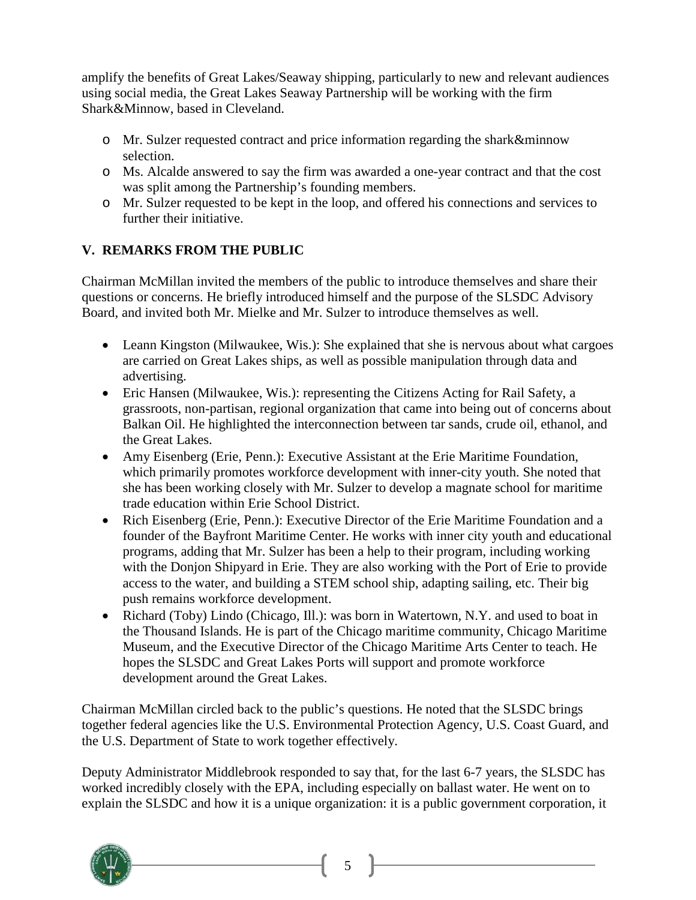amplify the benefits of Great Lakes/Seaway shipping, particularly to new and relevant audiences using social media, the Great Lakes Seaway Partnership will be working with the firm Shark&Minnow, based in Cleveland.

- Mr. Sulzer requested contract and price information regarding the shark&minnow selection.
- Ms. Alcalde answered to say the firm was awarded a one-year contract and that the cost was split among the Partnership's founding members.
- Mr. Sulzer requested to be kept in the loop, and offered his connections and services to further their initiative.

## V. REMARKS FROM THE PUBLIC

Chairman McMillan invited the members of the public to introduce themselves and share their questions or concerns. He briefly introduced himself and the purpose of the SLSDC Advisory Board, and invited both Mr. Mielke and Mr. Sulzer to introduce themselves as well.

- Leann Kingston (Milwaukee, Wis.): She explained that she is nervous about what cargoes are carried on Great Lakes ships, as well as possible manipulation through data and advertising.
- Eric Hansen (Milwaukee, Wis.): representing the Citizens Acting for Rail Safety, a grassroots, non-partisan, regional organization that came into being out of concerns about Balkan Oil. He highlighted the interconnection between tar sands, crude oil, ethanol, and the Great Lakes.
- Amy Eisenberg (Erie, Penn.): Executive Assistant at the Erie Maritime Foundation, which primarily promotes workforce development with inner-city youth. She noted that she has been working closely with Mr. Sulzer to develop a magnate school for maritime trade education within Erie School District.
- Rich Eisenberg (Erie, Penn.): Executive Director of the Erie Maritime Foundation and a founder of the Bayfront Maritime Center. He works with inner city youth and educational programs, adding that Mr. Sulzer has been a help to their program, including working with the Donjon Shipyard in Erie. They are also working with the Port of Erie to provide access to the water, and building a STEM school ship, adapting sailing, etc. Their big push remains workforce development.
- Richard (Toby) Lindo (Chicago, Ill.): was born in Watertown, N.Y. and used to boat in the Thousand Islands. He is part of the Chicago maritime community, Chicago Maritime Museum, and the Executive Director of the Chicago Maritime Arts Center to teach. He hopes the SLSDC and Great Lakes Ports will support and promote workforce development around the Great Lakes.

Chairman McMillan circled back to the public's questions. He noted that the SLSDC brings together federal agencies like the U.S. Environmental Protection Agency, U.S. Coast Guard, and the U.S. Department of State to work together effectively.

Deputy Administrator Middlebrook responded to say that, for the last 6-7 years, the SLSDC has worked incredibly closely with the EPA, including especially on ballast water. He went on to explain the SLSDC and how it is a unique organization: it is a public government corporation, it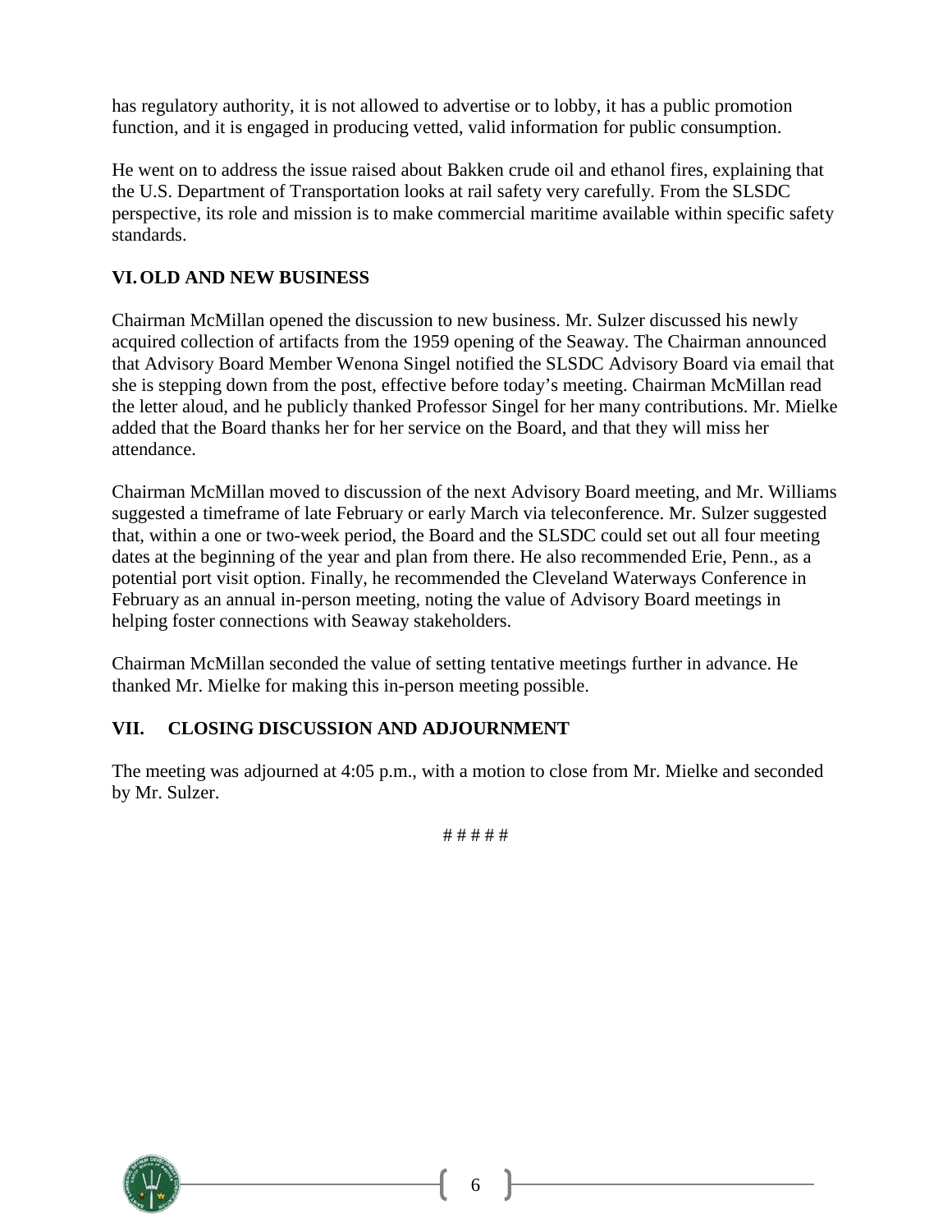has regulatory authority, it is not allowed to advertise or to lobby, it has a public promotion function, and it is engaged in producing vetted, valid information for public consumption.

He went on to address the issue raised about Bakken crude oil and ethanol fires, explaining that the U.S. Department of Transportation looks at rail safety very carefully. From the SLSDC perspective, its role and mission is to make commercial maritime available within specific safety standards.

## VI. OLD AND NEW BUSINESS

Chairman McMillan opened the discussion to new business. Mr. Sulzer discussed his newly acquired collection of artifacts from the 1959 opening of the Seaway. The Chairman announced that Advisory Board Member Wenona Singel notified the SLSDC Advisory Board via email that she is stepping down from the post, effective before today's meeting. Chairman McMillan read the letter aloud, and he publicly thanked Professor Singel for her many contributions. Mr. Mielke added that the Board thanks her for her service on the Board, and that they will miss her attendance.

Chairman McMillan moved to discussion of the next Advisory Board meeting, and Mr. Williams suggested a timeframe of late February or early March via teleconference. Mr. Sulzer suggested that, within a one or two-week period, the Board and the SLSDC could set out all four meeting dates at the beginning of the year and plan from there. He also recommended Erie, Penn., as a potential port visit option. Finally, he recommended the Cleveland Waterways Conference in February as an annual in-person meeting, noting the value of Advisory Board meetings in helping foster connections with Seaway stakeholders.

Chairman McMillan seconded the value of setting tentative meetings further in advance. He thanked Mr. Mielke for making this in-person meeting possible.

## VII. CLOSING DISCUSSION AND ADJOURNMENT

The meeting was adjourned at 4:05 p.m., with a motion to close from Mr. Mielke and seconded by Mr. Sulzer.

# # # # #